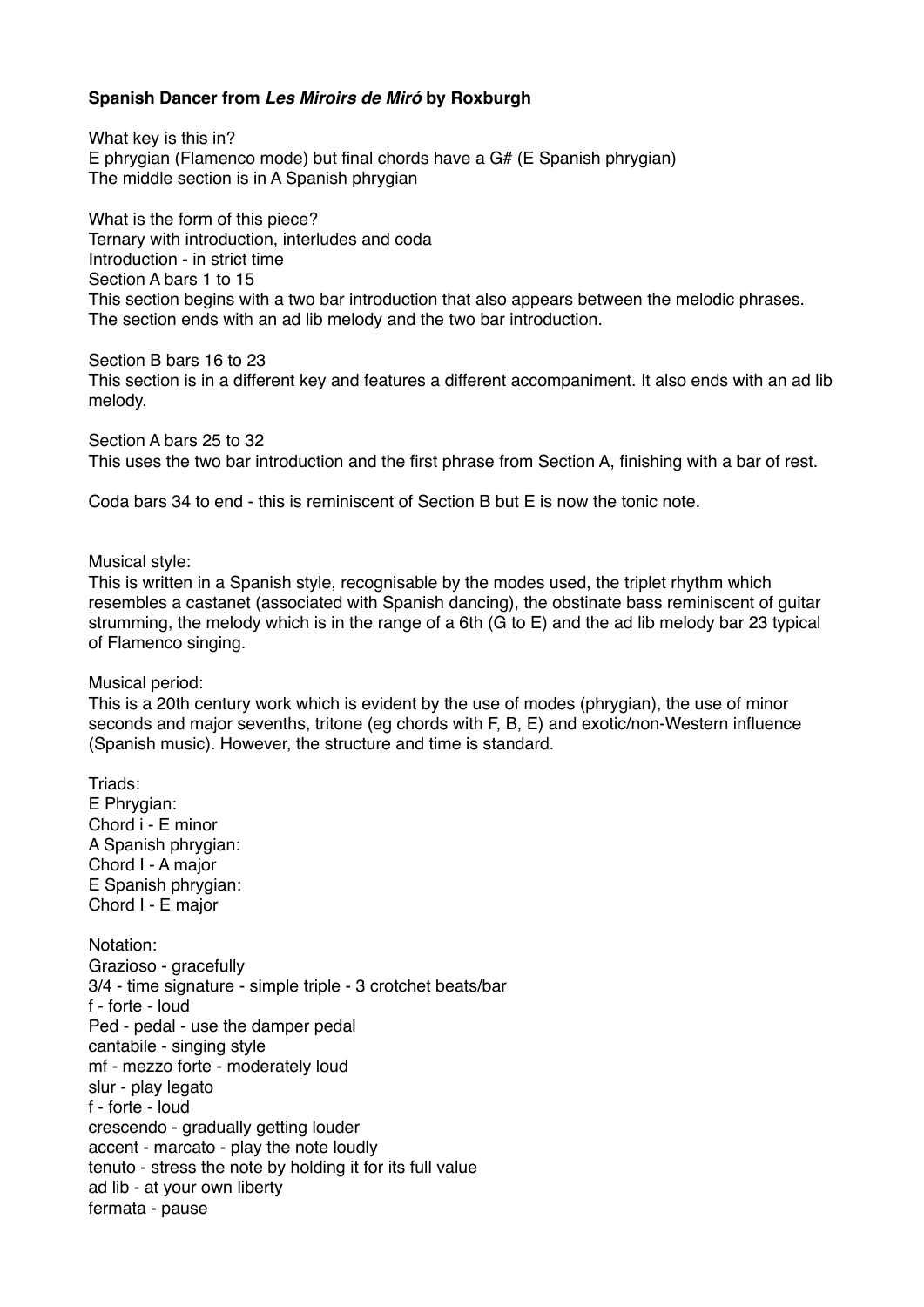**Spanish Dancer from *Les Miroirs de Miró* by Roxburgh**

What key is this in?
E phrygian (Flamenco mode) but final chords have a G# (E Spanish phrygian)
The middle section is in A Spanish phrygian

What is the form of this piece?
Ternary with introduction, interludes and coda
Introduction - in strict time
Section A bars 1 to 15
This section begins with a two bar introduction that also appears between the melodic phrases. The section ends with an ad lib melody and the two bar introduction.

Section B bars 16 to 23
This section is in a different key and features a different accompaniment. It also ends with an ad lib melody.

Section A bars 25 to 32
This uses the two bar introduction and the first phrase from Section A, finishing with a bar of rest.

Coda bars 34 to end - this is reminiscent of Section B but E is now the tonic note.

Musical style:
This is written in a Spanish style, recognisable by the modes used, the triplet rhythm which resembles a castanet (associated with Spanish dancing), the obstinate bass reminiscent of guitar strumming, the melody which is in the range of a 6th (G to E) and the ad lib melody bar 23 typical of Flamenco singing.

Musical period:
This is a 20th century work which is evident by the use of modes (phrygian), the use of minor seconds and major sevenths, tritone (eg chords with F, B, E) and exotic/non-Western influence (Spanish music). However, the structure and time is standard.

Triads:
E Phrygian:
Chord i - E minor
A Spanish phrygian:
Chord I - A major
E Spanish phrygian:
Chord I - E major

Notation:
Grazioso - gracefully
3/4 - time signature - simple triple - 3 crotchet beats/bar
f - forte - loud
Ped - pedal - use the damper pedal
cantabile - singing style
mf - mezzo forte - moderately loud
slur - play legato
f - forte - loud
crescendo - gradually getting louder
accent - marcato - play the note loudly
tenuto - stress the note by holding it for its full value
ad lib - at your own liberty
fermata - pause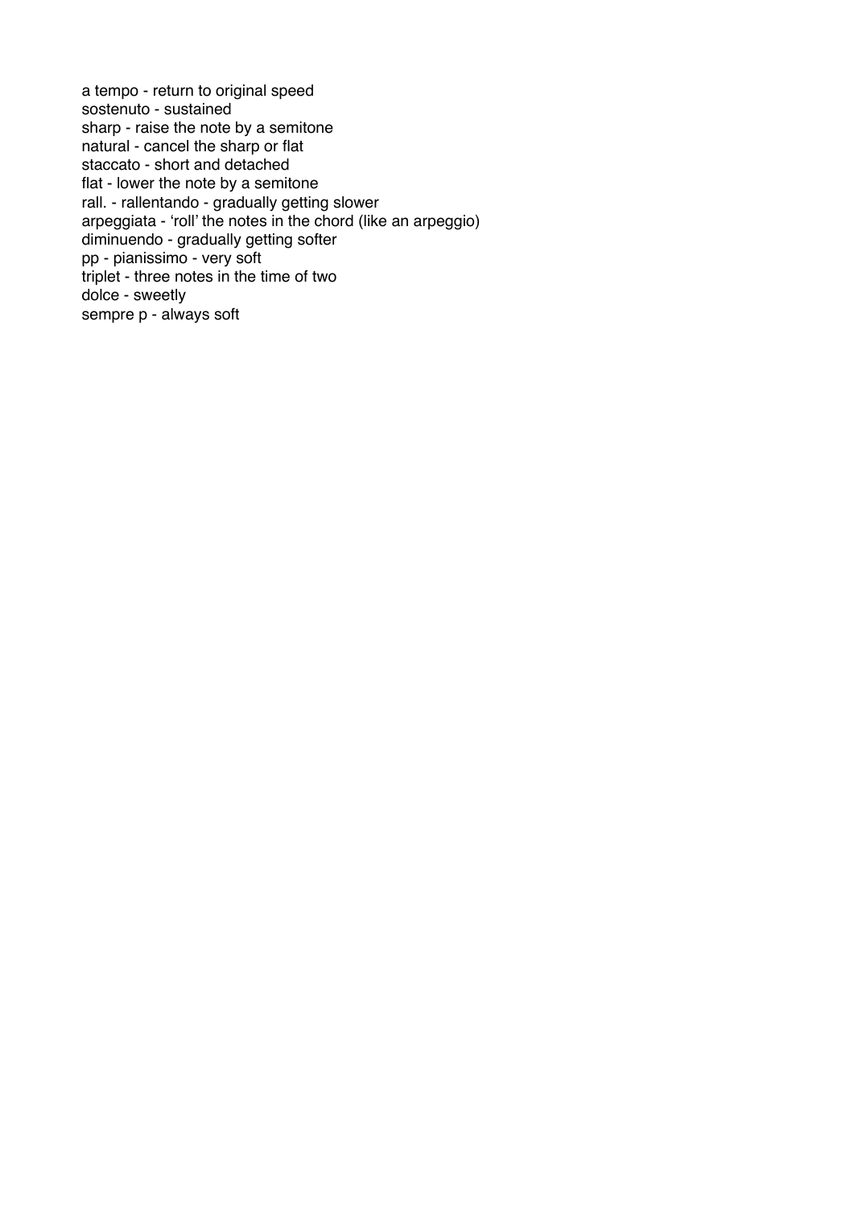a tempo - return to original speed
sostenuto - sustained
sharp - raise the note by a semitone
natural - cancel the sharp or flat
staccato - short and detached
flat - lower the note by a semitone
rall. - rallentando - gradually getting slower
arpeggiata - 'roll' the notes in the chord (like an arpeggio)
diminuendo - gradually getting softer
pp - pianissimo - very soft
triplet - three notes in the time of two
dolce - sweetly
sempre p - always soft